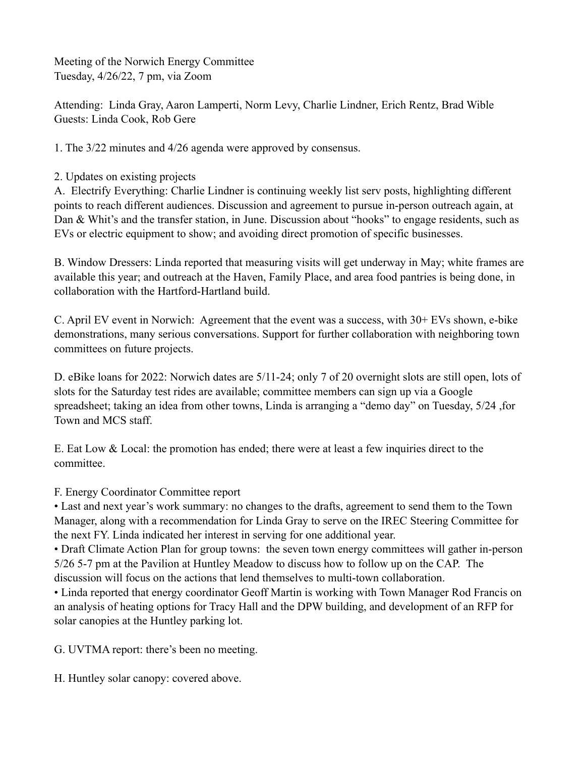Meeting of the Norwich Energy Committee
Tuesday, 4/26/22, 7 pm, via Zoom

Attending: Linda Gray, Aaron Lamperti, Norm Levy, Charlie Lindner, Erich Rentz, Brad Wible
Guests: Linda Cook, Rob Gere

1. The 3/22 minutes and 4/26 agenda were approved by consensus.

2. Updates on existing projects

A. Electrify Everything: Charlie Lindner is continuing weekly list serv posts, highlighting different points to reach different audiences. Discussion and agreement to pursue in-person outreach again, at Dan & Whit's and the transfer station, in June. Discussion about "hooks" to engage residents, such as EVs or electric equipment to show; and avoiding direct promotion of specific businesses.

B. Window Dressers: Linda reported that measuring visits will get underway in May; white frames are available this year; and outreach at the Haven, Family Place, and area food pantries is being done, in collaboration with the Hartford-Hartland build.

C. April EV event in Norwich: Agreement that the event was a success, with 30+ EVs shown, e-bike demonstrations, many serious conversations. Support for further collaboration with neighboring town committees on future projects.

D. eBike loans for 2022: Norwich dates are 5/11-24; only 7 of 20 overnight slots are still open, lots of slots for the Saturday test rides are available; committee members can sign up via a Google spreadsheet; taking an idea from other towns, Linda is arranging a "demo day" on Tuesday, 5/24 ,for Town and MCS staff.

E. Eat Low & Local: the promotion has ended; there were at least a few inquiries direct to the committee.

F. Energy Coordinator Committee report

- Last and next year's work summary: no changes to the drafts, agreement to send them to the Town Manager, along with a recommendation for Linda Gray to serve on the IREC Steering Committee for the next FY. Linda indicated her interest in serving for one additional year.
- Draft Climate Action Plan for group towns: the seven town energy committees will gather in-person 5/26 5-7 pm at the Pavilion at Huntley Meadow to discuss how to follow up on the CAP. The discussion will focus on the actions that lend themselves to multi-town collaboration.
- Linda reported that energy coordinator Geoff Martin is working with Town Manager Rod Francis on an analysis of heating options for Tracy Hall and the DPW building, and development of an RFP for solar canopies at the Huntley parking lot.

G. UVTMA report: there's been no meeting.

H. Huntley solar canopy: covered above.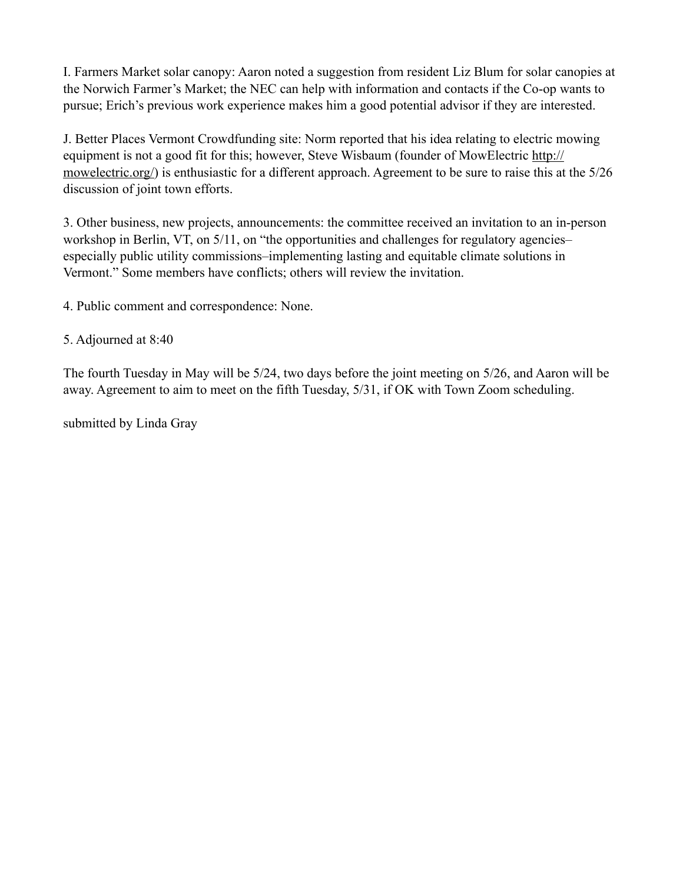I. Farmers Market solar canopy: Aaron noted a suggestion from resident Liz Blum for solar canopies at the Norwich Farmer's Market; the NEC can help with information and contacts if the Co-op wants to pursue; Erich's previous work experience makes him a good potential advisor if they are interested.

J. Better Places Vermont Crowdfunding site: Norm reported that his idea relating to electric mowing equipment is not a good fit for this; however, Steve Wisbaum (founder of MowElectric http://mowelectric.org/) is enthusiastic for a different approach. Agreement to be sure to raise this at the 5/26 discussion of joint town efforts.

3. Other business, new projects, announcements: the committee received an invitation to an in-person workshop in Berlin, VT, on 5/11, on "the opportunities and challenges for regulatory agencies– especially public utility commissions–implementing lasting and equitable climate solutions in Vermont." Some members have conflicts; others will review the invitation.

4. Public comment and correspondence: None.

5. Adjourned at 8:40

The fourth Tuesday in May will be 5/24, two days before the joint meeting on 5/26, and Aaron will be away. Agreement to aim to meet on the fifth Tuesday, 5/31, if OK with Town Zoom scheduling.

submitted by Linda Gray